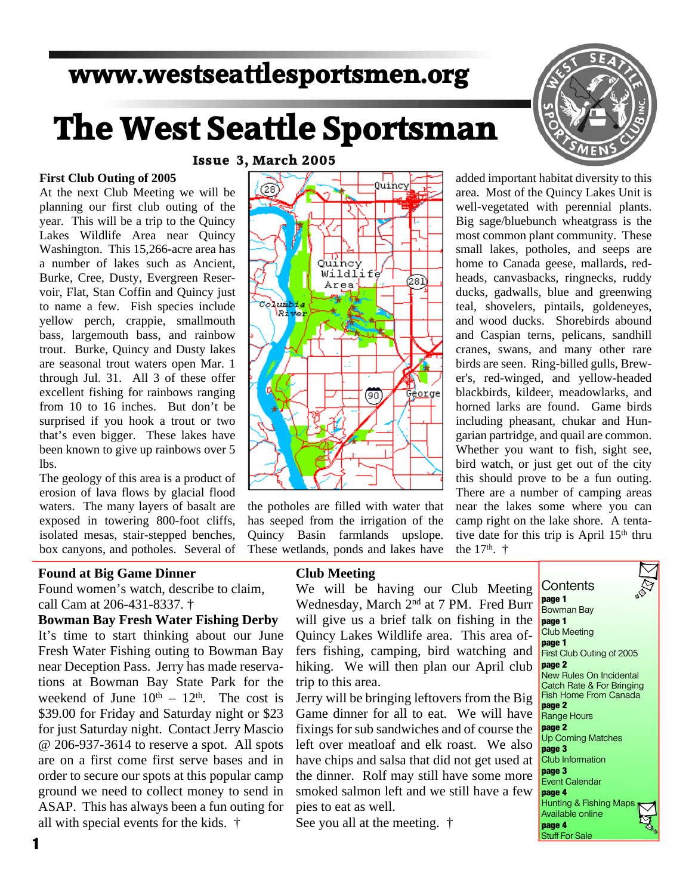www.westseattlesportsmen.org

# The West Seattle Sportsman

Issue 3, March 2005

## First Club Outing of 2005

At the next Club Meeting we will be planning our first club outing of the year. This will be a trip to the Quincy Lakes Wildlife Area near Quincy Washington. This 15,266-acre area has a number of lakes such as Ancient, Burke, Cree, Dusty, Evergreen Reservoir, Flat, Stan Coffin and Quincy just to name a few. Fish species include yellow perch, crappie, smallmouth bass, largemouth bass, and rainbow trout. Burke, Quincy and Dusty lakes are seasonal trout waters open Mar. 1 through Jul. 31. All 3 of these offer excellent fishing for rainbows ranging from 10 to 16 inches. But don't be surprised if you hook a trout or two that's even bigger. These lakes have been known to give up rainbows over 5 lbs.

The geology of this area is a product of erosion of lava flows by glacial flood waters. The many layers of basalt are exposed in towering 800-foot cliffs, isolated mesas, stair-stepped benches, box canyons, and potholes. Several of the potholes are filled with water that has seeped from the irrigation of the Quincy Basin farmlands upslope. These wetlands, ponds and lakes have added important habitat diversity to this area. Most of the Quincy Lakes Unit is well-vegetated with perennial plants. Big sage/bluebunch wheatgrass is the most common plant community. These small lakes, potholes, and seeps are home to Canada geese, mallards, redheads, canvasbacks, ringnecks, ruddy ducks, gadwalls, blue and greenwing teal, shovelers, pintails, goldeneyes, and wood ducks. Shorebirds abound and Caspian terns, pelicans, sandhill cranes, swans, and many other rare birds are seen. Ring-billed gulls, Brewer's, red-winged, and yellow-headed blackbirds, kildeer, meadowlarks, and horned larks are found. Game birds including pheasant, chukar and Hungarian partridge, and quail are common. Whether you want to fish, sight see, bird watch, or just get out of the city this should prove to be a fun outing. There are a number of camping areas near the lakes some where you can camp right on the lake shore. A tentative date for this trip is April 15th thru the 17th. †

## Found at Big Game Dinner

Found women's watch, describe to claim, call Cam at 206-431-8337. †

## Bowman Bay Fresh Water Fishing Derby

It's time to start thinking about our June Fresh Water Fishing outing to Bowman Bay near Deception Pass. Jerry has made reservations at Bowman Bay State Park for the weekend of June 10th – 12th. The cost is $39.00 for Friday and Saturday night or $23 for just Saturday night. Contact Jerry Mascio @ 206-937-3614 to reserve a spot. All spots are on a first come first serve bases and in order to secure our spots at this popular camp ground we need to collect money to send in ASAP. This has always been a fun outing for all with special events for the kids. †

## Club Meeting

We will be having our Club Meeting Wednesday, March 2nd at 7 PM. Fred Burr will give us a brief talk on fishing in the Quincy Lakes Wildlife area. This area offers fishing, camping, bird watching and hiking. We will then plan our April club trip to this area.

Jerry will be bringing leftovers from the Big Game dinner for all to eat. We will have fixings for sub sandwiches and of course the left over meatloaf and elk roast. We also have chips and salsa that did not get used at the dinner. Rolf may still have some more smoked salmon left and we still have a few pies to eat as well.

See you all at the meeting. †

## Contents

- **page 1** Bowman Bay
- **page 1** Club Meeting
- **page 1** First Club Outing of 2005
- **page 2** New Rules On Incidental Catch Rate & For Bringing Fish Home From Canada
- **page 2** Range Hours
- **page 2** Up Coming Matches
- **page 3** Club Information
- **page 3** Event Calendar
- **page 4** Hunting & Fishing Maps Available online
- **page 4** Stuff For Sale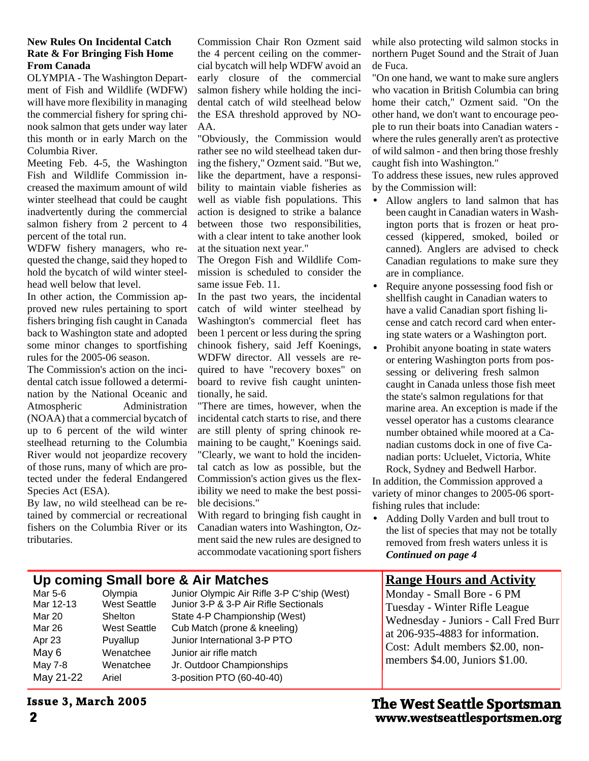### New Rules On Incidental Catch Rate & For Bringing Fish Home From Canada

OLYMPIA - The Washington Department of Fish and Wildlife (WDFW) will have more flexibility in managing the commercial fishery for spring chinook salmon that gets under way later this month or in early March on the Columbia River.

Meeting Feb. 4-5, the Washington Fish and Wildlife Commission increased the maximum amount of wild winter steelhead that could be caught inadvertently during the commercial salmon fishery from 2 percent to 4 percent of the total run.

WDFW fishery managers, who requested the change, said they hoped to hold the bycatch of wild winter steelhead well below that level.

In other action, the Commission approved new rules pertaining to sport fishers bringing fish caught in Canada back to Washington state and adopted some minor changes to sportfishing rules for the 2005-06 season.

The Commission's action on the incidental catch issue followed a determination by the National Oceanic and Atmospheric Administration (NOAA) that a commercial bycatch of up to 6 percent of the wild winter steelhead returning to the Columbia River would not jeopardize recovery of those runs, many of which are protected under the federal Endangered Species Act (ESA).

By law, no wild steelhead can be retained by commercial or recreational fishers on the Columbia River or its tributaries.

Commission Chair Ron Ozment said the 4 percent ceiling on the commercial bycatch will help WDFW avoid an early closure of the commercial salmon fishery while holding the incidental catch of wild steelhead below the ESA threshold approved by NOAA.

"Obviously, the Commission would rather see no wild steelhead taken during the fishery," Ozment said. "But we, like the department, have a responsibility to maintain viable fisheries as well as viable fish populations. This action is designed to strike a balance between those two responsibilities, with a clear intent to take another look at the situation next year."

The Oregon Fish and Wildlife Commission is scheduled to consider the same issue Feb. 11.

In the past two years, the incidental catch of wild winter steelhead by Washington's commercial fleet has been 1 percent or less during the spring chinook fishery, said Jeff Koenings, WDFW director. All vessels are required to have "recovery boxes" on board to revive fish caught unintentionally, he said.

"There are times, however, when the incidental catch starts to rise, and there are still plenty of spring chinook remaining to be caught," Koenings said. "Clearly, we want to hold the incidental catch as low as possible, but the Commission's action gives us the flexibility we need to make the best possible decisions."

With regard to bringing fish caught in Canadian waters into Washington, Ozment said the new rules are designed to accommodate vacationing sport fishers while also protecting wild salmon stocks in northern Puget Sound and the Strait of Juan de Fuca.

"On one hand, we want to make sure anglers who vacation in British Columbia can bring home their catch," Ozment said. "On the other hand, we don't want to encourage people to run their boats into Canadian waters - where the rules generally aren't as protective of wild salmon - and then bring those freshly caught fish into Washington."

To address these issues, new rules approved by the Commission will:

- Allow anglers to land salmon that has been caught in Canadian waters in Washington ports that is frozen or heat processed (kippered, smoked, boiled or canned). Anglers are advised to check Canadian regulations to make sure they are in compliance.
- Require anyone possessing food fish or shellfish caught in Canadian waters to have a valid Canadian sport fishing license and catch record card when entering state waters or a Washington port.
- Prohibit anyone boating in state waters or entering Washington ports from possessing or delivering fresh salmon caught in Canada unless those fish meet the state's salmon regulations for that marine area. An exception is made if the vessel operator has a customs clearance number obtained while moored at a Canadian customs dock in one of five Canadian ports: Ucluelet, Victoria, White Rock, Sydney and Bedwell Harbor.

In addition, the Commission approved a variety of minor changes to 2005-06 sportfishing rules that include:

- Adding Dolly Varden and bull trout to the list of species that may not be totally removed from fresh waters unless it is

***Continued on page 4***

## Up coming Small bore & Air Matches

| Date | Location | Match |
|---|---|---|
| Mar 5-6 | Olympia | Junior Olympic Air Rifle 3-P C'ship (West) |
| Mar 12-13 | West Seattle | Junior 3-P & 3-P Air Rifle Sectionals |
| Mar 20 | Shelton | State 4-P Championship (West) |
| Mar 26 | West Seattle | Cub Match (prone & kneeling) |
| Apr 23 | Puyallup | Junior International 3-P PTO |
| May 6 | Wenatchee | Junior air rifle match |
| May 7-8 | Wenatchee | Jr. Outdoor Championships |
| May 21-22 | Ariel | 3-position PTO (60-40-40) |

## Range Hours and Activity

Monday - Small Bore - 6 PM
Tuesday - Winter Rifle League
Wednesday - Juniors - Call Fred Burr at 206-935-4883 for information.
Cost: Adult members $2.00, non-members $4.00, Juniors $1.00.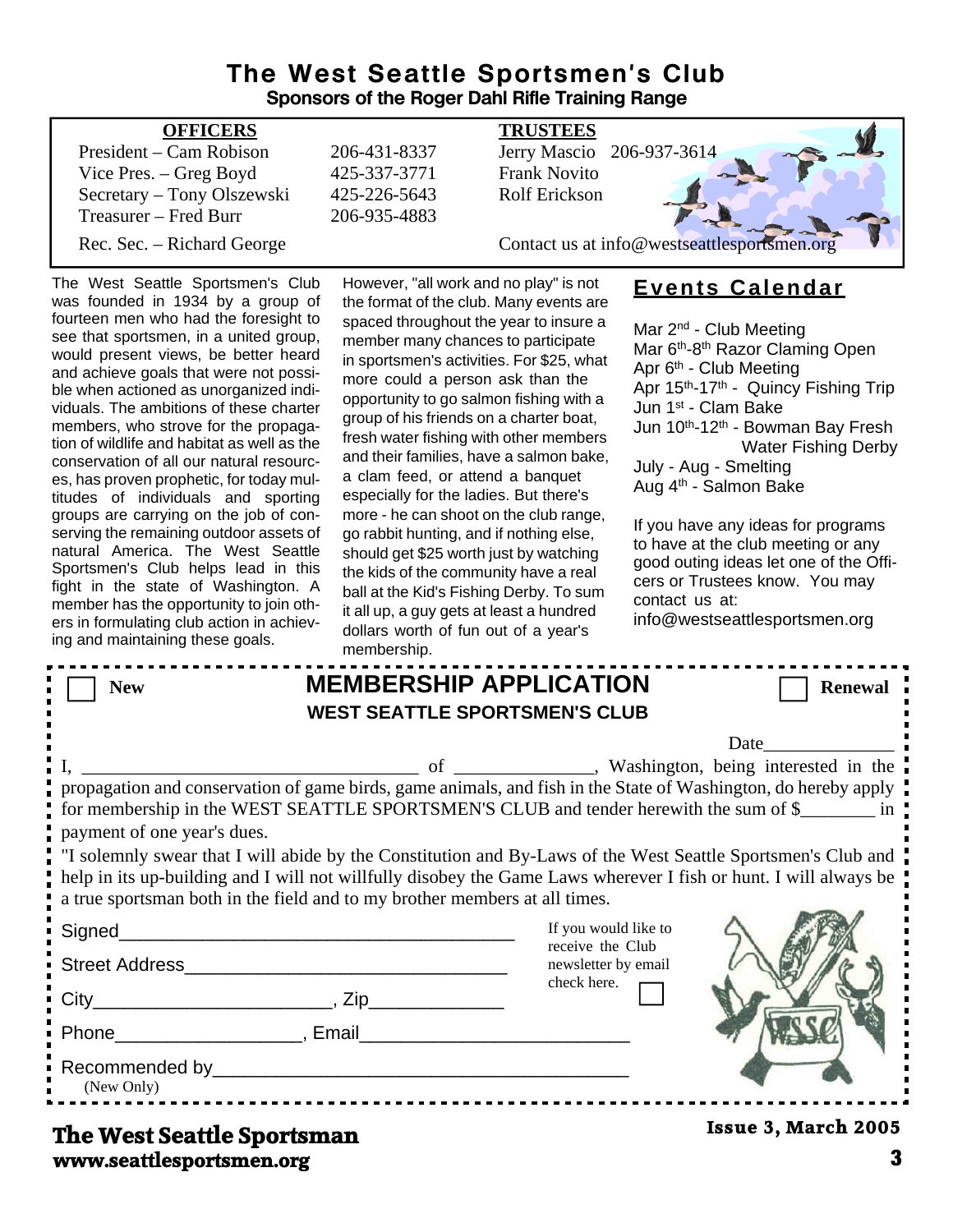# The West Seattle Sportsmen's Club

**Sponsors of the Roger Dahl Rifle Training Range**

| OFFICERS | | TRUSTEES |
|---|---|---|
| President – Cam Robison | 206-431-8337 | Jerry Mascio 206-937-3614 |
| Vice Pres. – Greg Boyd | 425-337-3771 | Frank Novito |
| Secretary – Tony Olszewski | 425-226-5643 | Rolf Erickson |
| Treasurer – Fred Burr | 206-935-4883 | |
| Rec. Sec. – Richard George | | Contact us at info@westseattlesportsmen.org |

The West Seattle Sportsmen's Club was founded in 1934 by a group of fourteen men who had the foresight to see that sportsmen, in a united group, would present views, be better heard and achieve goals that were not possible when actioned as unorganized individuals. The ambitions of these charter members, who strove for the propagation of wildlife and habitat as well as the conservation of all our natural resources, has proven prophetic, for today multitudes of individuals and sporting groups are carrying on the job of conserving the remaining outdoor assets of natural America. The West Seattle Sportsmen's Club helps lead in this fight in the state of Washington. A member has the opportunity to join others in formulating club action in achieving and maintaining these goals.

However, "all work and no play" is not the format of the club. Many events are spaced throughout the year to insure a member many chances to participate in sportsmen's activities. For $25, what more could a person ask than the opportunity to go salmon fishing with a group of his friends on a charter boat, fresh water fishing with other members and their families, have a salmon bake, a clam feed, or attend a banquet especially for the ladies. But there's more - he can shoot on the club range, go rabbit hunting, and if nothing else, should get $25 worth just by watching the kids of the community have a real ball at the Kid's Fishing Derby. To sum it all up, a guy gets at least a hundred dollars worth of fun out of a year's membership.

## Events Calendar

Mar 2nd - Club Meeting
Mar 6th-8th Razor Claming Open
Apr 6th - Club Meeting
Apr 15th-17th - Quincy Fishing Trip
Jun 1st - Clam Bake
Jun 10th-12th - Bowman Bay Fresh Water Fishing Derby
July - Aug - Smelting
Aug 4th - Salmon Bake

If you have any ideas for programs to have at the club meeting or any good outing ideas let one of the Officers or Trustees know. You may contact us at: info@westseattlesportsmen.org

---

☐ New

## MEMBERSHIP APPLICATION

**WEST SEATTLE SPORTSMEN'S CLUB**

☐ Renewal

Date______________

I, ____________________________________ of _______________, Washington, being interested in the propagation and conservation of game birds, game animals, and fish in the State of Washington, do hereby apply for membership in the WEST SEATTLE SPORTSMEN'S CLUB and tender herewith the sum of $________ in payment of one year's dues.

"I solemnly swear that I will abide by the Constitution and By-Laws of the West Seattle Sportsmen's Club and help in its up-building and I will not willfully disobey the Game Laws wherever I fish or hunt. I will always be a true sportsman both in the field and to my brother members at all times.

Signed_______________________________________

Street Address________________________________

City_______________________, Zip_____________

Phone__________________, Email__________________________

Recommended by_______________________________________
(New Only)

If you would like to receive the Club newsletter by email check here. ☐

---

**The West Seattle Sportsman**
**www.seattlesportsmen.org**

**Issue 3, March 2005**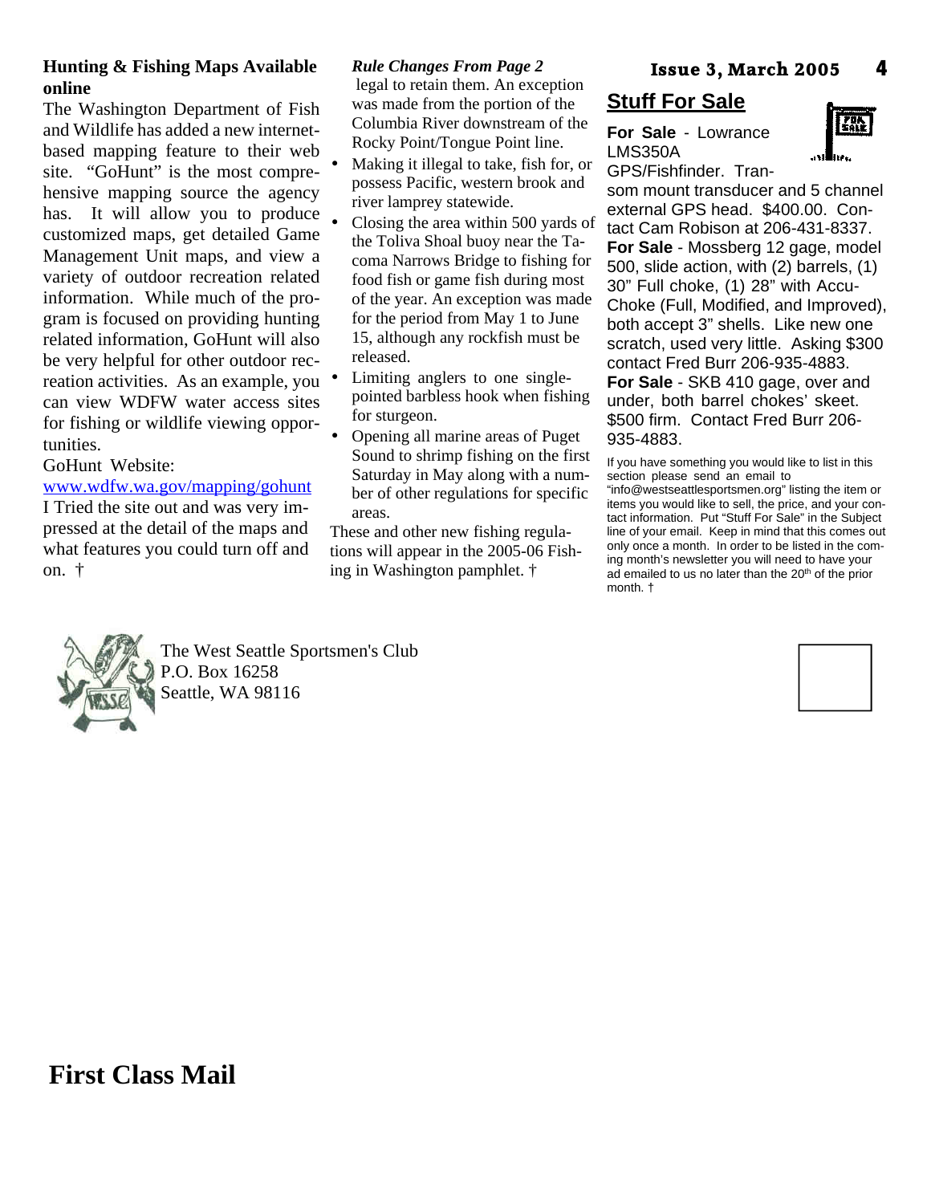## Hunting & Fishing Maps Available online

The Washington Department of Fish and Wildlife has added a new internet-based mapping feature to their web site. "GoHunt" is the most comprehensive mapping source the agency has. It will allow you to produce customized maps, get detailed Game Management Unit maps, and view a variety of outdoor recreation related information. While much of the program is focused on providing hunting related information, GoHunt will also be very helpful for other outdoor recreation activities. As an example, you can view WDFW water access sites for fishing or wildlife viewing opportunities.

GoHunt Website:

www.wdfw.wa.gov/mapping/gohunt

I Tried the site out and was very impressed at the detail of the maps and what features you could turn off and on. †

***Rule Changes From Page 2***

legal to retain them. An exception was made from the portion of the Columbia River downstream of the Rocky Point/Tongue Point line.

- Making it illegal to take, fish for, or possess Pacific, western brook and river lamprey statewide.
- Closing the area within 500 yards of the Toliva Shoal buoy near the Tacoma Narrows Bridge to fishing for food fish or game fish during most of the year. An exception was made for the period from May 1 to June 15, although any rockfish must be released.
- Limiting anglers to one single-pointed barbless hook when fishing for sturgeon.
- Opening all marine areas of Puget Sound to shrimp fishing on the first Saturday in May along with a number of other regulations for specific areas.

These and other new fishing regulations will appear in the 2005-06 Fishing in Washington pamphlet. †

## Stuff For Sale

**For Sale** - Lowrance LMS350A GPS/Fishfinder. Transom mount transducer and 5 channel external GPS head. $400.00. Contact Cam Robison at 206-431-8337.

**For Sale** - Mossberg 12 gage, model 500, slide action, with (2) barrels, (1) 30" Full choke, (1) 28" with Accu-Choke (Full, Modified, and Improved), both accept 3" shells. Like new one scratch, used very little. Asking $300 contact Fred Burr 206-935-4883.

**For Sale** - SKB 410 gage, over and under, both barrel chokes' skeet. $500 firm. Contact Fred Burr 206-935-4883.

If you have something you would like to list in this section please send an email to "info@westseattlesportsmen.org" listing the item or items you would like to sell, the price, and your contact information. Put "Stuff For Sale" in the Subject line of your email. Keep in mind that this comes out only once a month. In order to be listed in the coming month's newsletter you will need to have your ad emailed to us no later than the 20th of the prior month. †

The West Seattle Sportsmen's Club
P.O. Box 16258
Seattle, WA 98116

# First Class Mail